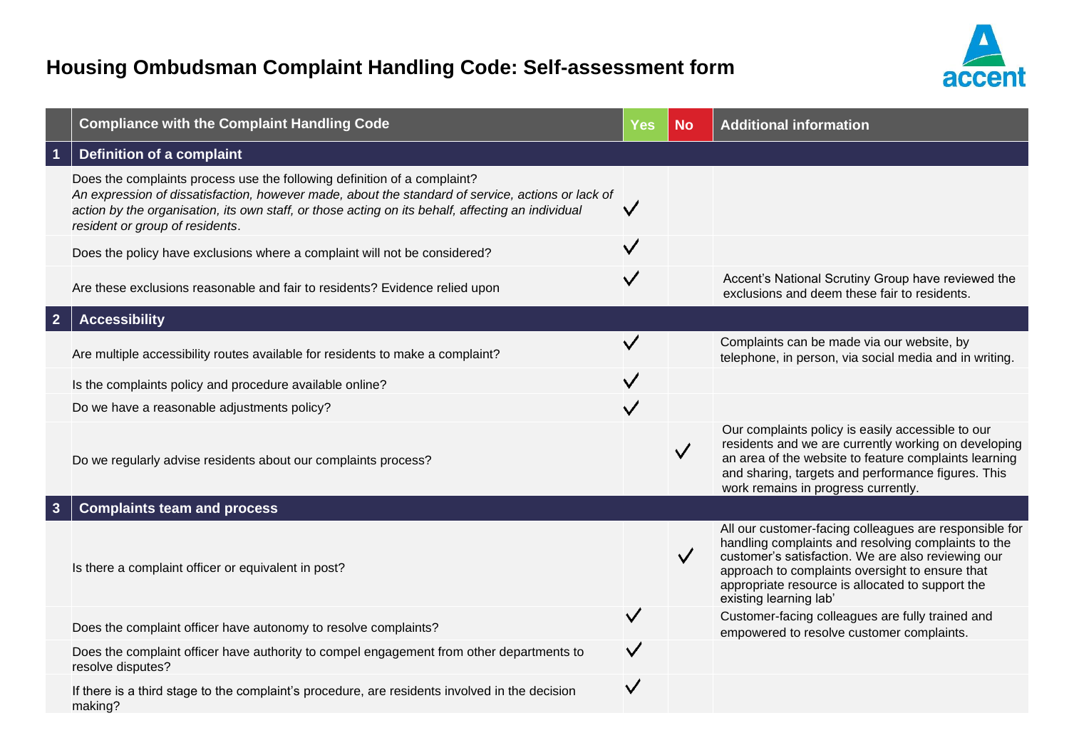# Housing Ombudsman Complaint Handling Code: Self-assessment form

| | Compliance with the Complaint Handling Code | Yes | No | Additional information |
|---|---|---|---|---|
| **1** | **Definition of a complaint** | | | |
| | Does the complaints process use the following definition of a complaint? *An expression of dissatisfaction, however made, about the standard of service, actions or lack of action by the organisation, its own staff, or those acting on its behalf, affecting an individual resident or group of residents*. | ✓ | | |
| | Does the policy have exclusions where a complaint will not be considered? | ✓ | | |
| | Are these exclusions reasonable and fair to residents? Evidence relied upon | ✓ | | Accent's National Scrutiny Group have reviewed the exclusions and deem these fair to residents. |
| **2** | **Accessibility** | | | |
| | Are multiple accessibility routes available for residents to make a complaint? | ✓ | | Complaints can be made via our website, by telephone, in person, via social media and in writing. |
| | Is the complaints policy and procedure available online? | ✓ | | |
| | Do we have a reasonable adjustments policy? | ✓ | | |
| | Do we regularly advise residents about our complaints process? | | ✓ | Our complaints policy is easily accessible to our residents and we are currently working on developing an area of the website to feature complaints learning and sharing, targets and performance figures. This work remains in progress currently. |
| **3** | **Complaints team and process** | | | |
| | Is there a complaint officer or equivalent in post? | | ✓ | All our customer-facing colleagues are responsible for handling complaints and resolving complaints to the customer's satisfaction. We are also reviewing our approach to complaints oversight to ensure that appropriate resource is allocated to support the existing learning lab' |
| | Does the complaint officer have autonomy to resolve complaints? | ✓ | | Customer-facing colleagues are fully trained and empowered to resolve customer complaints. |
| | Does the complaint officer have authority to compel engagement from other departments to resolve disputes? | ✓ | | |
| | If there is a third stage to the complaint's procedure, are residents involved in the decision making? | ✓ | | |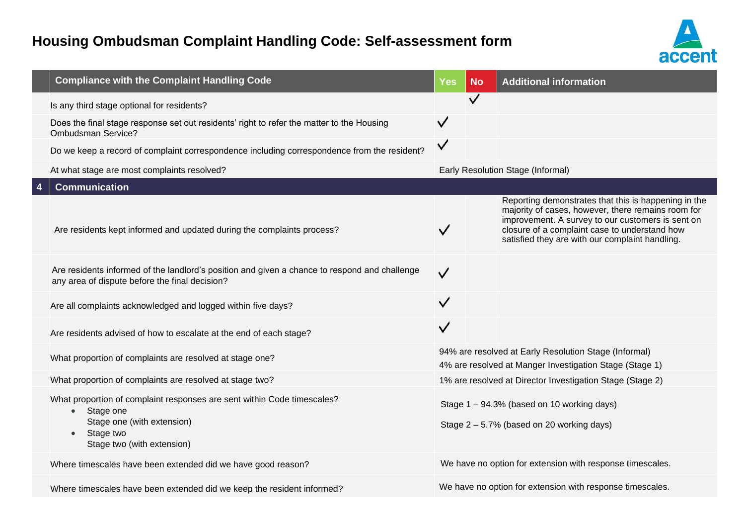# Housing Ombudsman Complaint Handling Code: Self-assessment form

| | Compliance with the Complaint Handling Code | Yes | No | Additional information |
|---|---|---|---|---|
| | Is any third stage optional for residents? | | ✓ | |
| | Does the final stage response set out residents' right to refer the matter to the Housing Ombudsman Service? | ✓ | | |
| | Do we keep a record of complaint correspondence including correspondence from the resident? | ✓ | | |
| | At what stage are most complaints resolved? | Early Resolution Stage (Informal) | | |
| **4** | **Communication** | | | |
| | Are residents kept informed and updated during the complaints process? | ✓ | | Reporting demonstrates that this is happening in the majority of cases, however, there remains room for improvement. A survey to our customers is sent on closure of a complaint case to understand how satisfied they are with our complaint handling. |
| | Are residents informed of the landlord's position and given a chance to respond and challenge any area of dispute before the final decision? | ✓ | | |
| | Are all complaints acknowledged and logged within five days? | ✓ | | |
| | Are residents advised of how to escalate at the end of each stage? | ✓ | | |
| | What proportion of complaints are resolved at stage one? | 94% are resolved at Early Resolution Stage (Informal)<br>4% are resolved at Manger Investigation Stage (Stage 1) | | |
| | What proportion of complaints are resolved at stage two? | 1% are resolved at Director Investigation Stage (Stage 2) | | |
| | What proportion of complaint responses are sent within Code timescales?<br>• Stage one<br>Stage one (with extension)<br>• Stage two<br>Stage two (with extension) | Stage 1 – 94.3% (based on 10 working days)<br>Stage 2 – 5.7% (based on 20 working days) | | |
| | Where timescales have been extended did we have good reason? | We have no option for extension with response timescales. | | |
| | Where timescales have been extended did we keep the resident informed? | We have no option for extension with response timescales. | | |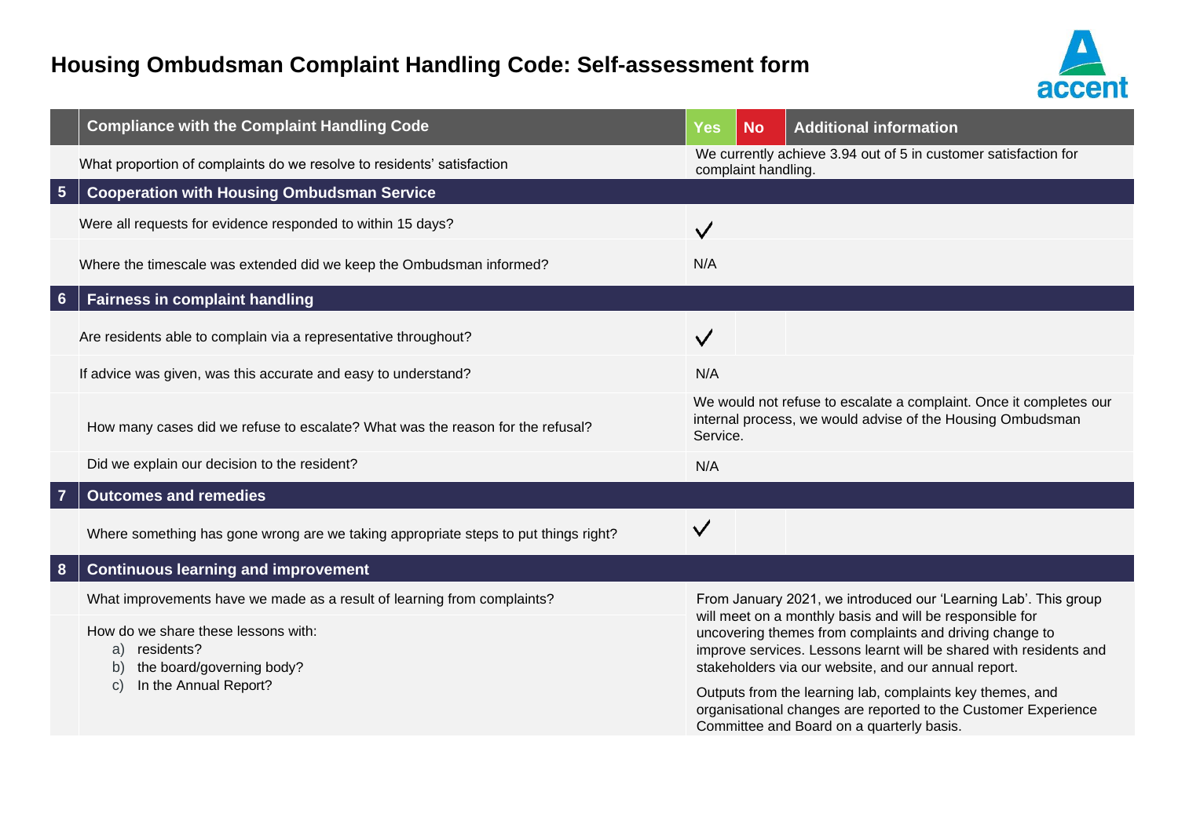# Housing Ombudsman Complaint Handling Code: Self-assessment form

| | Compliance with the Complaint Handling Code | Yes | No | Additional information |
|---|---|---|---|---|
| | What proportion of complaints do we resolve to residents' satisfaction | We currently achieve 3.94 out of 5 in customer satisfaction for complaint handling. | | |
| **5** | **Cooperation with Housing Ombudsman Service** | | | |
| | Were all requests for evidence responded to within 15 days? | ✓ | | |
| | Where the timescale was extended did we keep the Ombudsman informed? | N/A | | |
| **6** | **Fairness in complaint handling** | | | |
| | Are residents able to complain via a representative throughout? | ✓ | | |
| | If advice was given, was this accurate and easy to understand? | N/A | | |
| | How many cases did we refuse to escalate? What was the reason for the refusal? | We would not refuse to escalate a complaint. Once it completes our internal process, we would advise of the Housing Ombudsman Service. | | |
| | Did we explain our decision to the resident? | N/A | | |
| **7** | **Outcomes and remedies** | | | |
| | Where something has gone wrong are we taking appropriate steps to put things right? | ✓ | | |
| **8** | **Continuous learning and improvement** | | | |
| | What improvements have we made as a result of learning from complaints? | From January 2021, we introduced our 'Learning Lab'. This group will meet on a monthly basis and will be responsible for uncovering themes from complaints and driving change to improve services. Lessons learnt will be shared with residents and stakeholders via our website, and our annual report. | | |
| | How do we share these lessons with: a) residents? b) the board/governing body? c) In the Annual Report? | Outputs from the learning lab, complaints key themes, and organisational changes are reported to the Customer Experience Committee and Board on a quarterly basis. | | |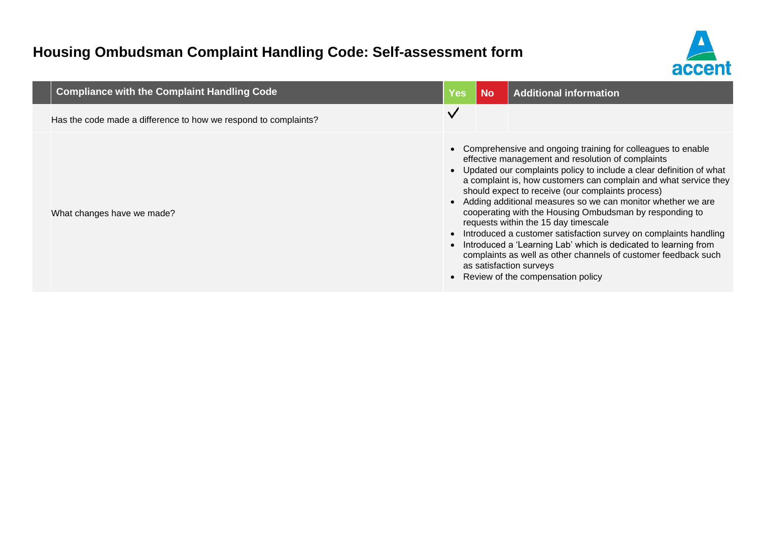# Housing Ombudsman Complaint Handling Code: Self-assessment form

| | Compliance with the Complaint Handling Code | Yes | No | Additional information |
|---|---|---|---|---|
| | Has the code made a difference to how we respond to complaints? | ✓ | | |
| | What changes have we made? | • Comprehensive and ongoing training for colleagues to enable effective management and resolution of complaints<br>• Updated our complaints policy to include a clear definition of what a complaint is, how customers can complain and what service they should expect to receive (our complaints process)<br>• Adding additional measures so we can monitor whether we are cooperating with the Housing Ombudsman by responding to requests within the 15 day timescale<br>• Introduced a customer satisfaction survey on complaints handling<br>• Introduced a 'Learning Lab' which is dedicated to learning from complaints as well as other channels of customer feedback such as satisfaction surveys<br>• Review of the compensation policy | | |